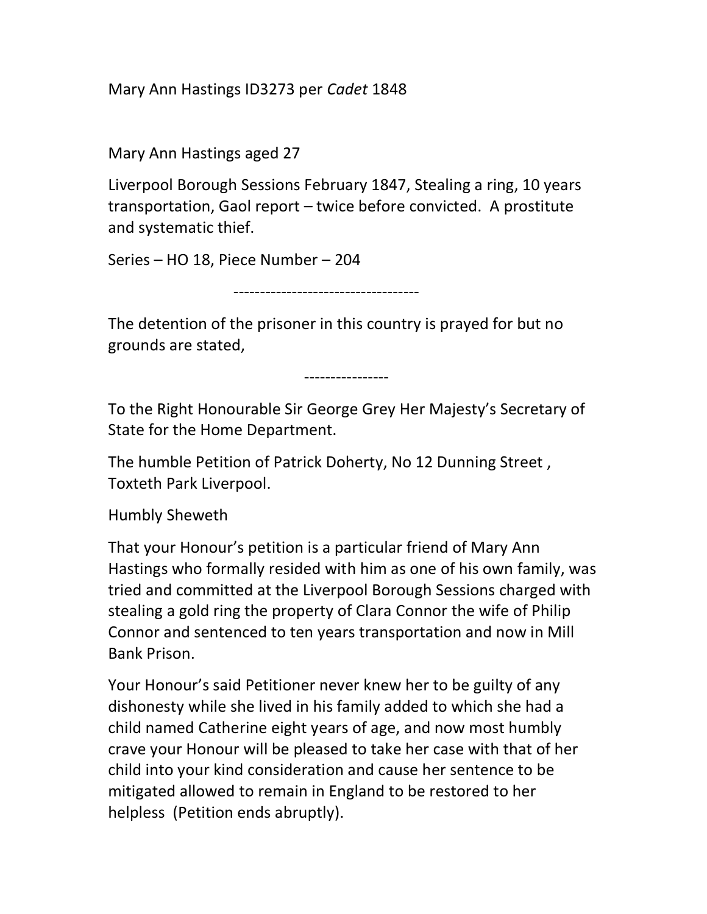Mary Ann Hastings ID3273 per *Cadet* 1848

Mary Ann Hastings aged 27

Liverpool Borough Sessions February 1847, Stealing a ring, 10 years transportation, Gaol report – twice before convicted. A prostitute and systematic thief.

Series – HO 18, Piece Number – 204

-----------------------------------

The detention of the prisoner in this country is prayed for but no grounds are stated,

----------------

To the Right Honourable Sir George Grey Her Majesty's Secretary of State for the Home Department.

The humble Petition of Patrick Doherty, No 12 Dunning Street , Toxteth Park Liverpool.

Humbly Sheweth

That your Honour's petition is a particular friend of Mary Ann Hastings who formally resided with him as one of his own family, was tried and committed at the Liverpool Borough Sessions charged with stealing a gold ring the property of Clara Connor the wife of Philip Connor and sentenced to ten years transportation and now in Mill Bank Prison.

Your Honour's said Petitioner never knew her to be guilty of any dishonesty while she lived in his family added to which she had a child named Catherine eight years of age, and now most humbly crave your Honour will be pleased to take her case with that of her child into your kind consideration and cause her sentence to be mitigated allowed to remain in England to be restored to her helpless (Petition ends abruptly).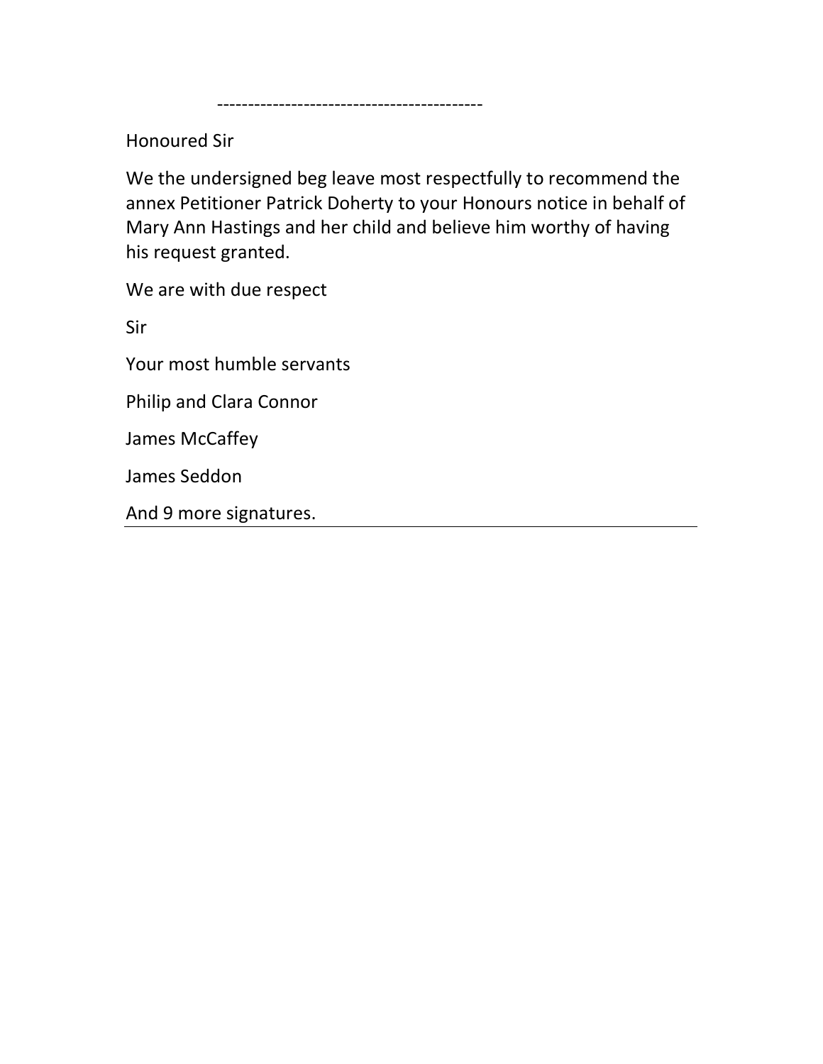-------------------------------------------

Honoured Sir

We the undersigned beg leave most respectfully to recommend the annex Petitioner Patrick Doherty to your Honours notice in behalf of Mary Ann Hastings and her child and believe him worthy of having his request granted.

We are with due respect

Sir

Your most humble servants

Philip and Clara Connor

James McCaffey

James Seddon

And 9 more signatures.

---